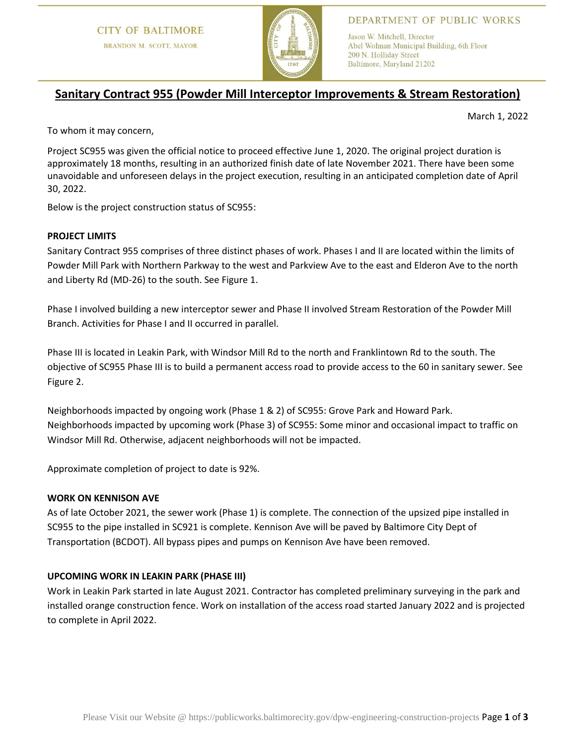CITY OF BALTIMORE

BRANDON M. SCOTT, MAYOR

DEPARTMENT OF PUBLIC WORKS

Jason W. Mitchell, Director
Abel Wolman Municipal Building, 6th Floor
200 N. Holliday Street
Baltimore, Maryland 21202

# Sanitary Contract 955 (Powder Mill Interceptor Improvements & Stream Restoration)

March 1, 2022

To whom it may concern,

Project SC955 was given the official notice to proceed effective June 1, 2020. The original project duration is approximately 18 months, resulting in an authorized finish date of late November 2021. There have been some unavoidable and unforeseen delays in the project execution, resulting in an anticipated completion date of April 30, 2022.

Below is the project construction status of SC955:

**PROJECT LIMITS**

Sanitary Contract 955 comprises of three distinct phases of work. Phases I and II are located within the limits of Powder Mill Park with Northern Parkway to the west and Parkview Ave to the east and Elderon Ave to the north and Liberty Rd (MD-26) to the south. See Figure 1.

Phase I involved building a new interceptor sewer and Phase II involved Stream Restoration of the Powder Mill Branch. Activities for Phase I and II occurred in parallel.

Phase III is located in Leakin Park, with Windsor Mill Rd to the north and Franklintown Rd to the south. The objective of SC955 Phase III is to build a permanent access road to provide access to the 60 in sanitary sewer. See Figure 2.

Neighborhoods impacted by ongoing work (Phase 1 & 2) of SC955: Grove Park and Howard Park.
Neighborhoods impacted by upcoming work (Phase 3) of SC955: Some minor and occasional impact to traffic on Windsor Mill Rd. Otherwise, adjacent neighborhoods will not be impacted.

Approximate completion of project to date is 92%.

**WORK ON KENNISON AVE**

As of late October 2021, the sewer work (Phase 1) is complete. The connection of the upsized pipe installed in SC955 to the pipe installed in SC921 is complete. Kennison Ave will be paved by Baltimore City Dept of Transportation (BCDOT). All bypass pipes and pumps on Kennison Ave have been removed.

**UPCOMING WORK IN LEAKIN PARK (PHASE III)**

Work in Leakin Park started in late August 2021. Contractor has completed preliminary surveying in the park and installed orange construction fence. Work on installation of the access road started January 2022 and is projected to complete in April 2022.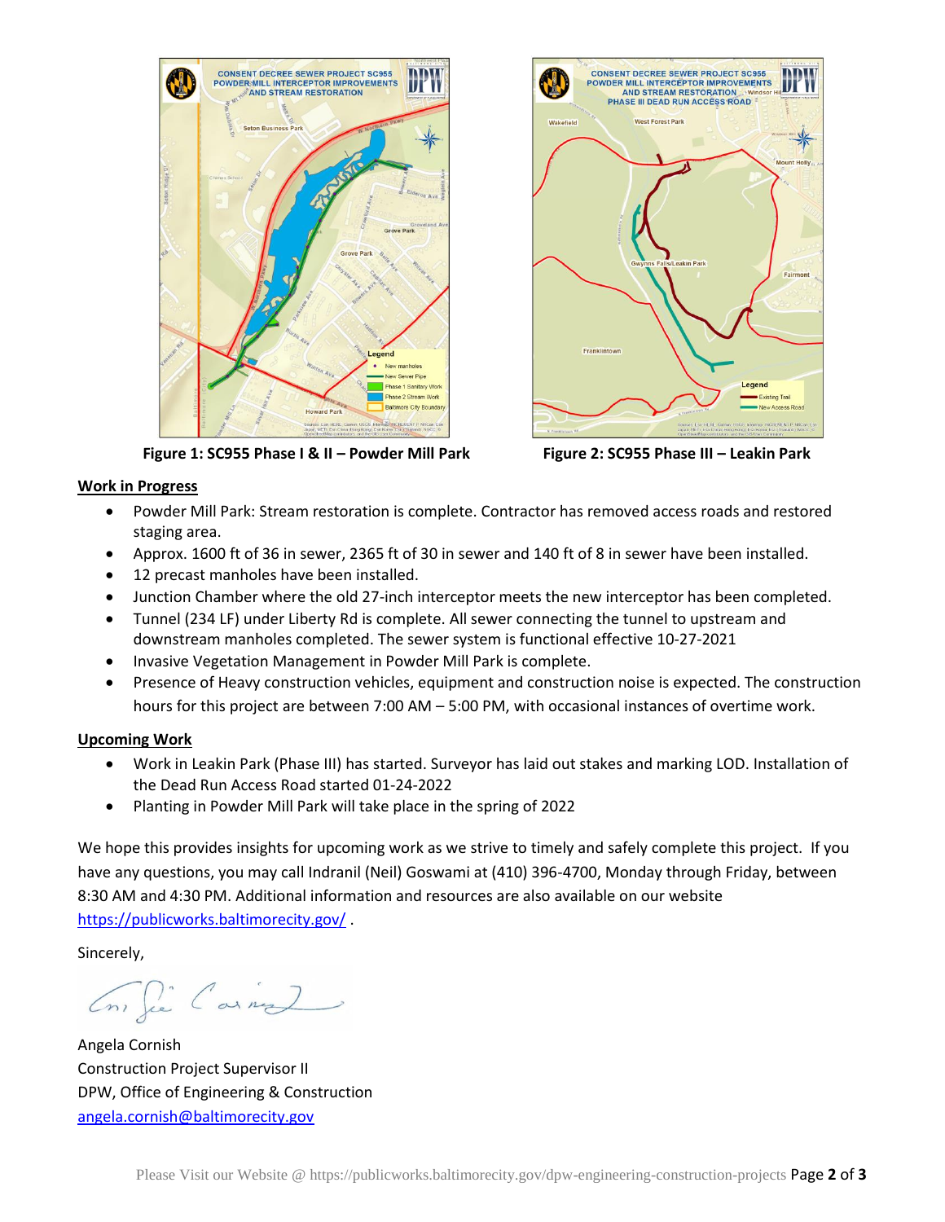**Figure 1: SC955 Phase I & II – Powder Mill Park**

**Figure 2: SC955 Phase III – Leakin Park**

**Work in Progress**

- Powder Mill Park: Stream restoration is complete. Contractor has removed access roads and restored staging area.
- Approx. 1600 ft of 36 in sewer, 2365 ft of 30 in sewer and 140 ft of 8 in sewer have been installed.
- 12 precast manholes have been installed.
- Junction Chamber where the old 27-inch interceptor meets the new interceptor has been completed.
- Tunnel (234 LF) under Liberty Rd is complete. All sewer connecting the tunnel to upstream and downstream manholes completed. The sewer system is functional effective 10-27-2021
- Invasive Vegetation Management in Powder Mill Park is complete.
- Presence of Heavy construction vehicles, equipment and construction noise is expected. The construction hours for this project are between 7:00 AM – 5:00 PM, with occasional instances of overtime work.

**Upcoming Work**

- Work in Leakin Park (Phase III) has started. Surveyor has laid out stakes and marking LOD. Installation of the Dead Run Access Road started 01-24-2022
- Planting in Powder Mill Park will take place in the spring of 2022

We hope this provides insights for upcoming work as we strive to timely and safely complete this project. If you have any questions, you may call Indranil (Neil) Goswami at (410) 396-4700, Monday through Friday, between 8:30 AM and 4:30 PM. Additional information and resources are also available on our website https://publicworks.baltimorecity.gov/ .

Sincerely,

Angela Cornish
Construction Project Supervisor II
DPW, Office of Engineering & Construction
angela.cornish@baltimorecity.gov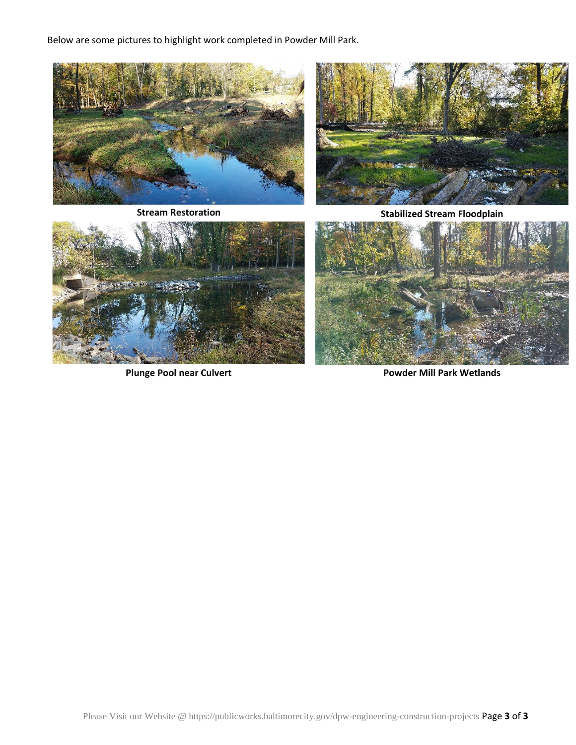Below are some pictures to highlight work completed in Powder Mill Park.

**Stream Restoration**

**Stabilized Stream Floodplain**

**Plunge Pool near Culvert**

**Powder Mill Park Wetlands**